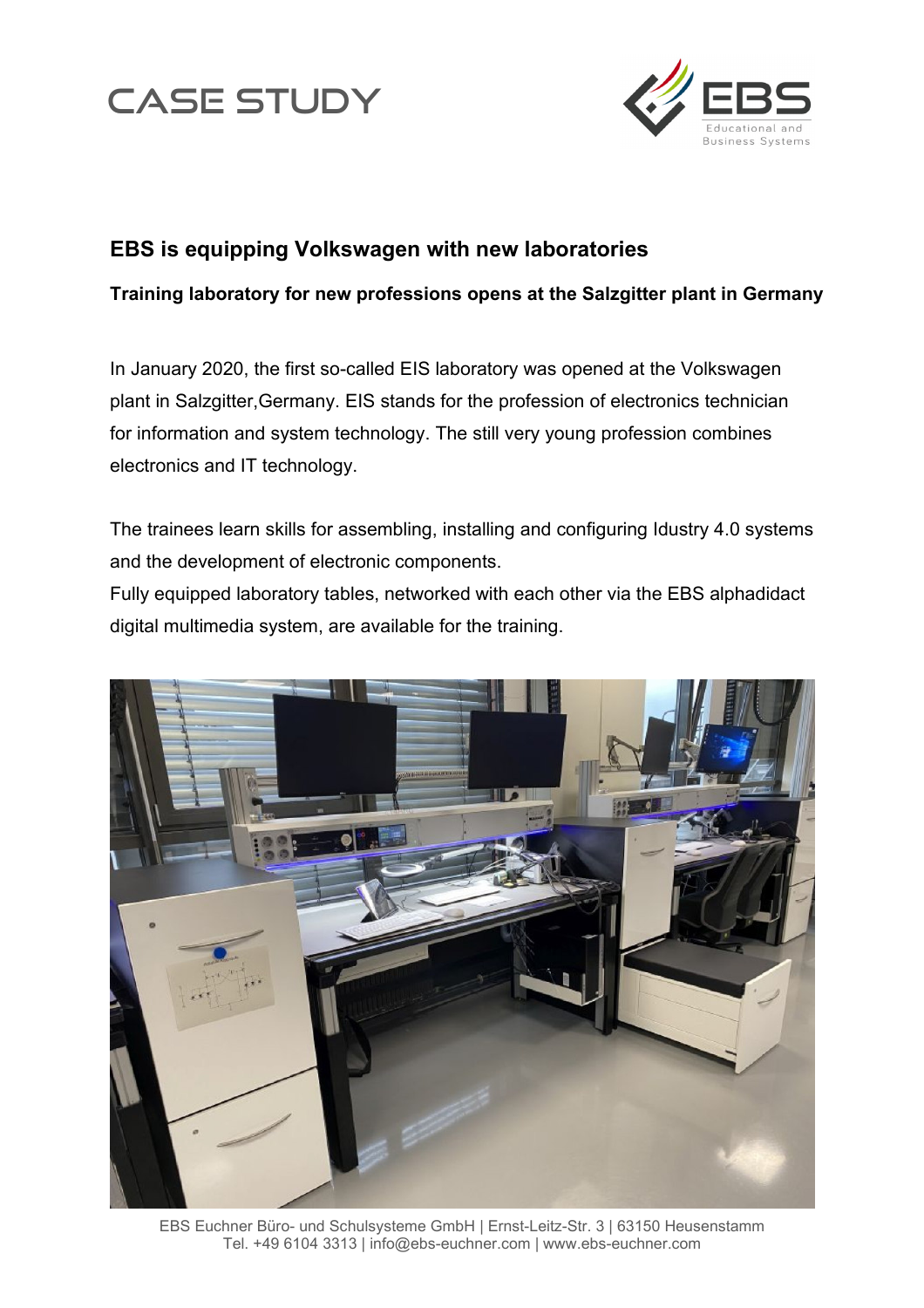# CASE STUDY

# EBS is equipping Volkswagen with new laboratories

**Training laboratory for new professions opens at the Salzgitter plant in Germany**

In January 2020, the first so-called EIS laboratory was opened at the Volkswagen plant in Salzgitter,Germany. EIS stands for the profession of electronics technician for information and system technology. The still very young profession combines electronics and IT technology.

The trainees learn skills for assembling, installing and configuring Idustry 4.0 systems and the development of electronic components.
Fully equipped laboratory tables, networked with each other via the EBS alphadidact digital multimedia system, are available for the training.

EBS Euchner Büro- und Schulsysteme GmbH | Ernst-Leitz-Str. 3 | 63150 Heusenstamm
Tel. +49 6104 3313 | info@ebs-euchner.com | www.ebs-euchner.com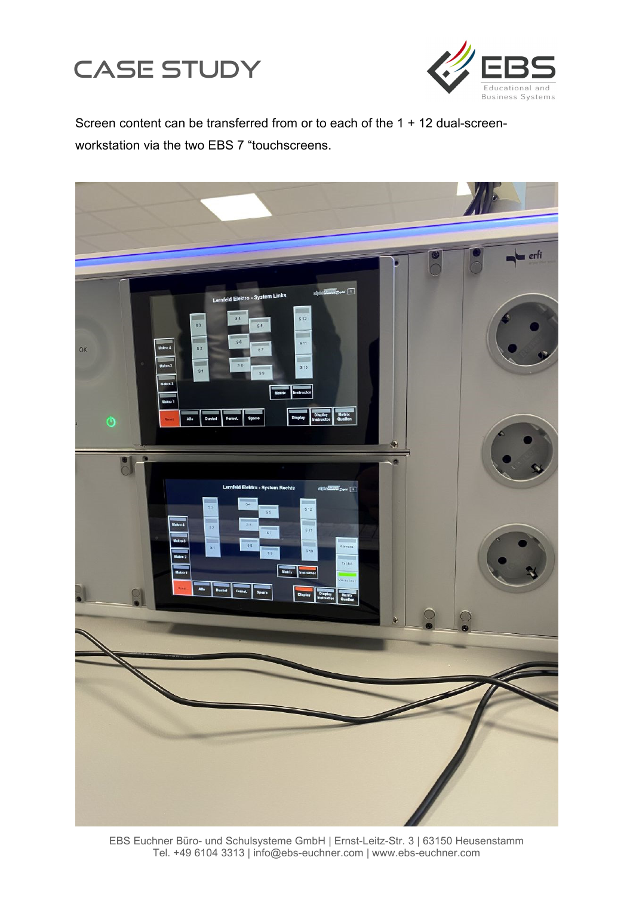# CASE STUDY

Screen content can be transferred from or to each of the 1 + 12 dual-screen-workstation via the two EBS 7 "touchscreens.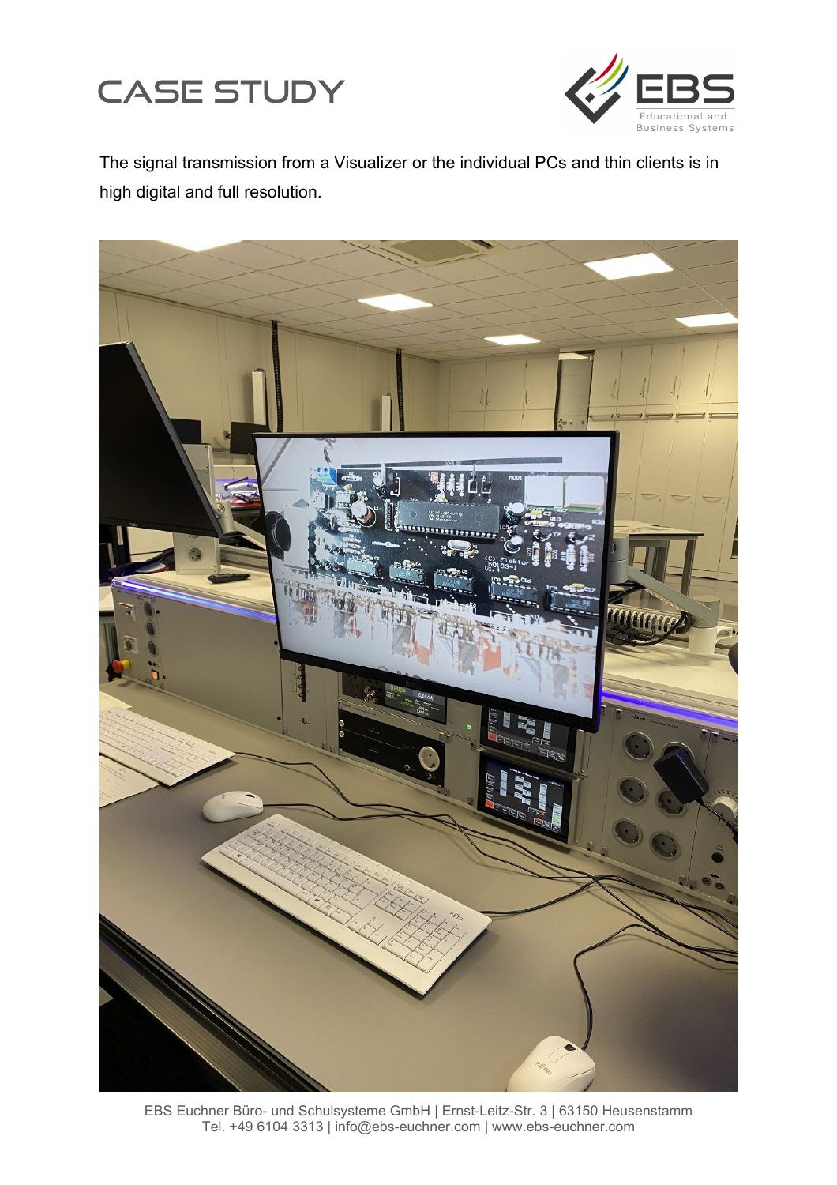# CASE STUDY

The signal transmission from a Visualizer or the individual PCs and thin clients is in high digital and full resolution.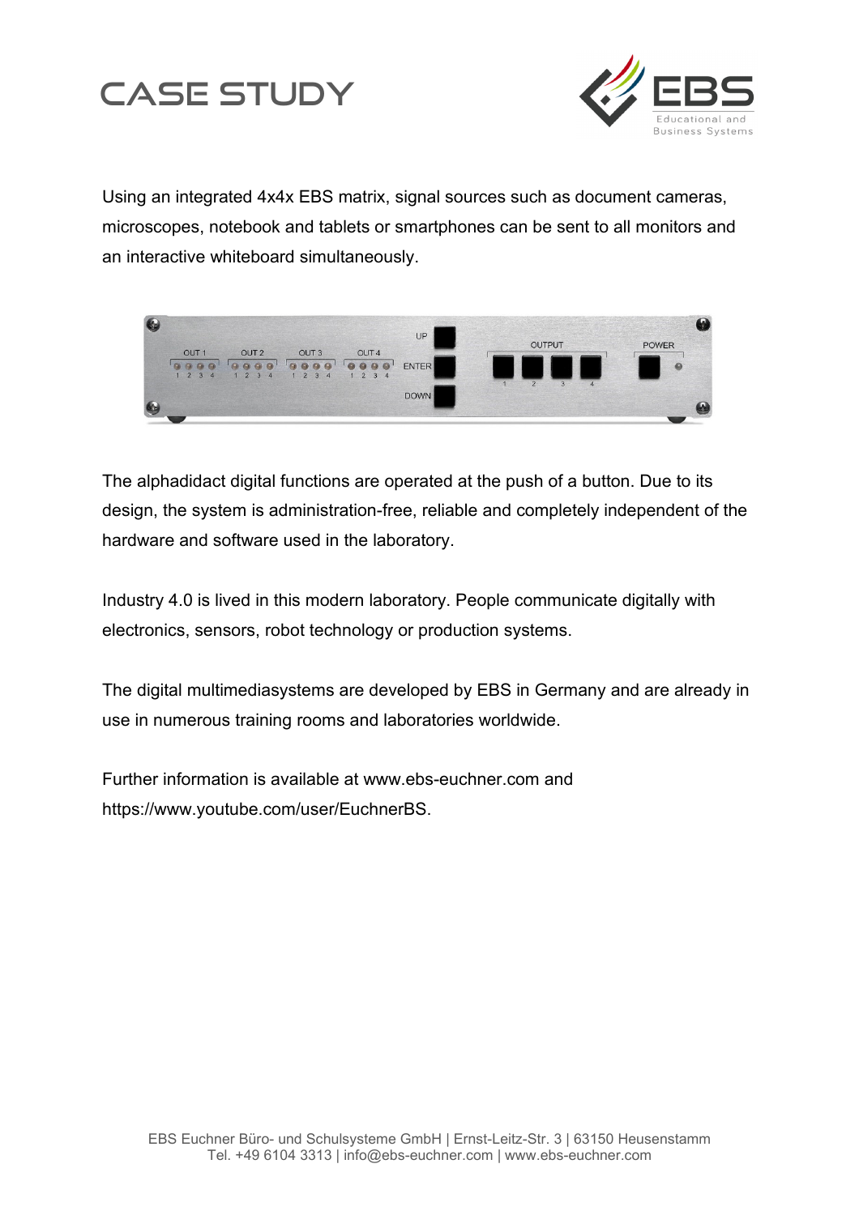# CASE STUDY

Using an integrated 4x4x EBS matrix, signal sources such as document cameras, microscopes, notebook and tablets or smartphones can be sent to all monitors and an interactive whiteboard simultaneously.

The alphadidact digital functions are operated at the push of a button. Due to its design, the system is administration-free, reliable and completely independent of the hardware and software used in the laboratory.

Industry 4.0 is lived in this modern laboratory. People communicate digitally with electronics, sensors, robot technology or production systems.

The digital multimediasystems are developed by EBS in Germany and are already in use in numerous training rooms and laboratories worldwide.

Further information is available at www.ebs-euchner.com and https://www.youtube.com/user/EuchnerBS.